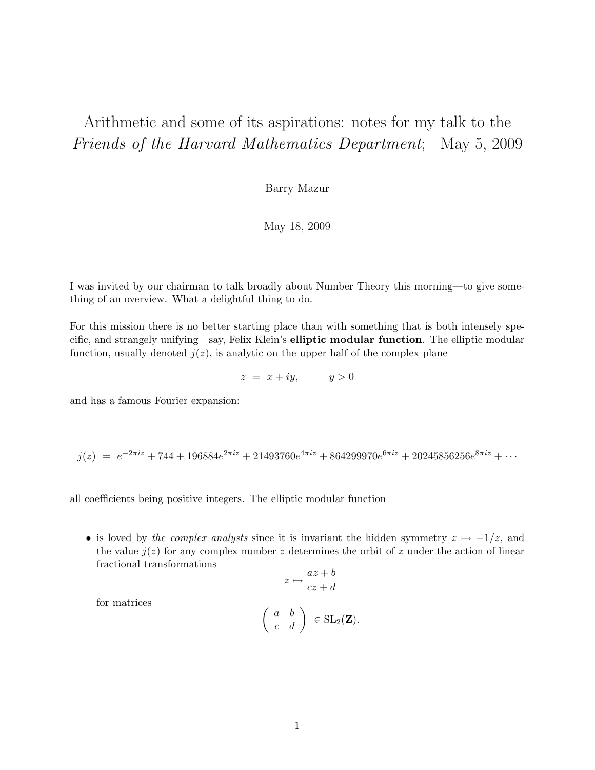# Arithmetic and some of its aspirations: notes for my talk to the *Friends of the Harvard Mathematics Department*; May 5, 2009

Barry Mazur

May 18, 2009

I was invited by our chairman to talk broadly about Number Theory this morning—to give something of an overview. What a delightful thing to do.

For this mission there is no better starting place than with something that is both intensely specific, and strangely unifying—say, Felix Klein's **elliptic modular function**. The elliptic modular function, usually denoted $j(z)$, is analytic on the upper half of the complex plane

$$z = x + iy, \qquad y > 0$$

and has a famous Fourier expansion:

$$j(z) = e^{-2\pi i z} + 744 + 196884 e^{2\pi i z} + 21493760 e^{4\pi i z} + 864299970 e^{6\pi i z} + 20245856256 e^{8\pi i z} + \cdots$$

all coefficients being positive integers. The elliptic modular function

- is loved by *the complex analysts* since it is invariant the hidden symmetry $z \mapsto -1/z$, and the value $j(z)$ for any complex number $z$ determines the orbit of $z$ under the action of linear fractional transformations

  $$z \mapsto \frac{az+b}{cz+d}$$

  for matrices

  $$\begin{pmatrix} a & b \\ c & d \end{pmatrix} \in \mathrm{SL}_2(\mathbf{Z}).$$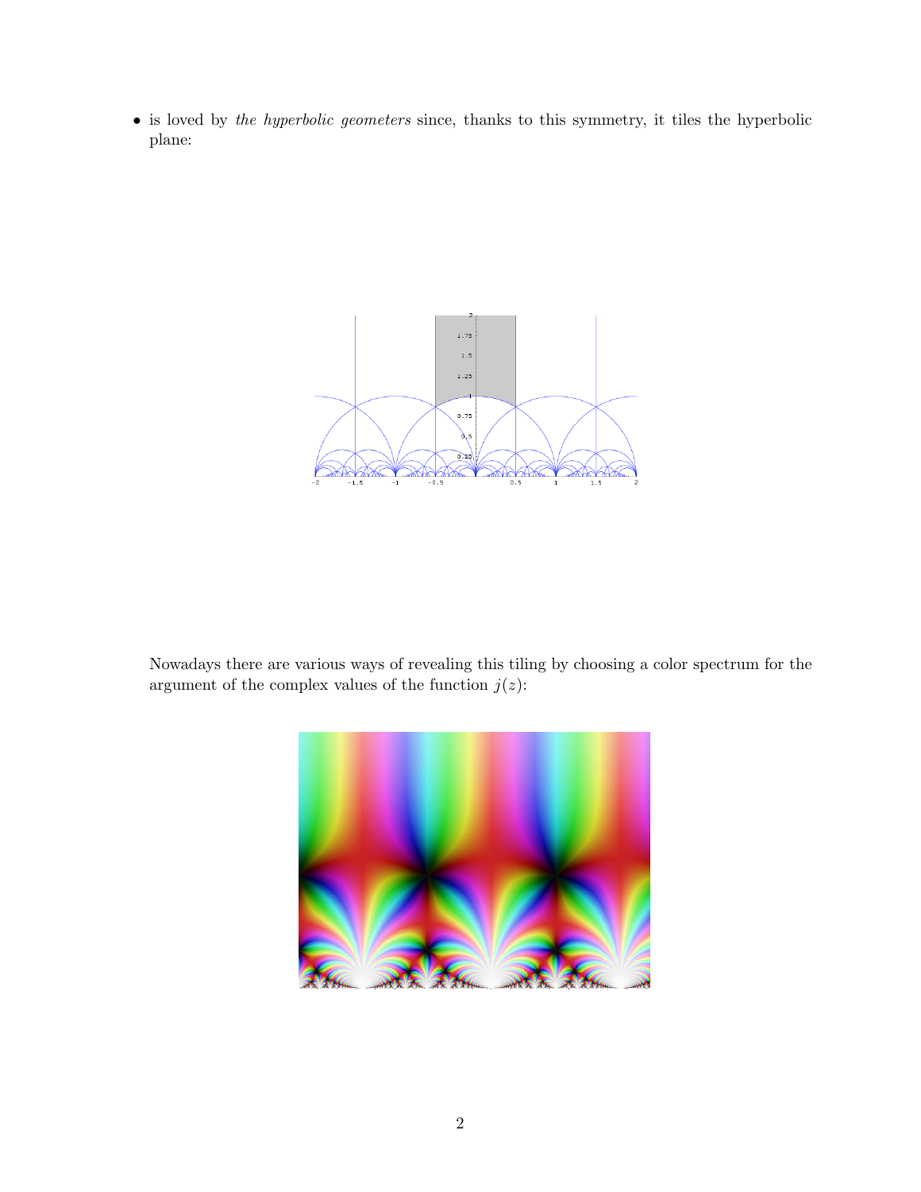- is loved by *the hyperbolic geometers* since, thanks to this symmetry, it tiles the hyperbolic plane:

Nowadays there are various ways of revealing this tiling by choosing a color spectrum for the argument of the complex values of the function $j(z)$: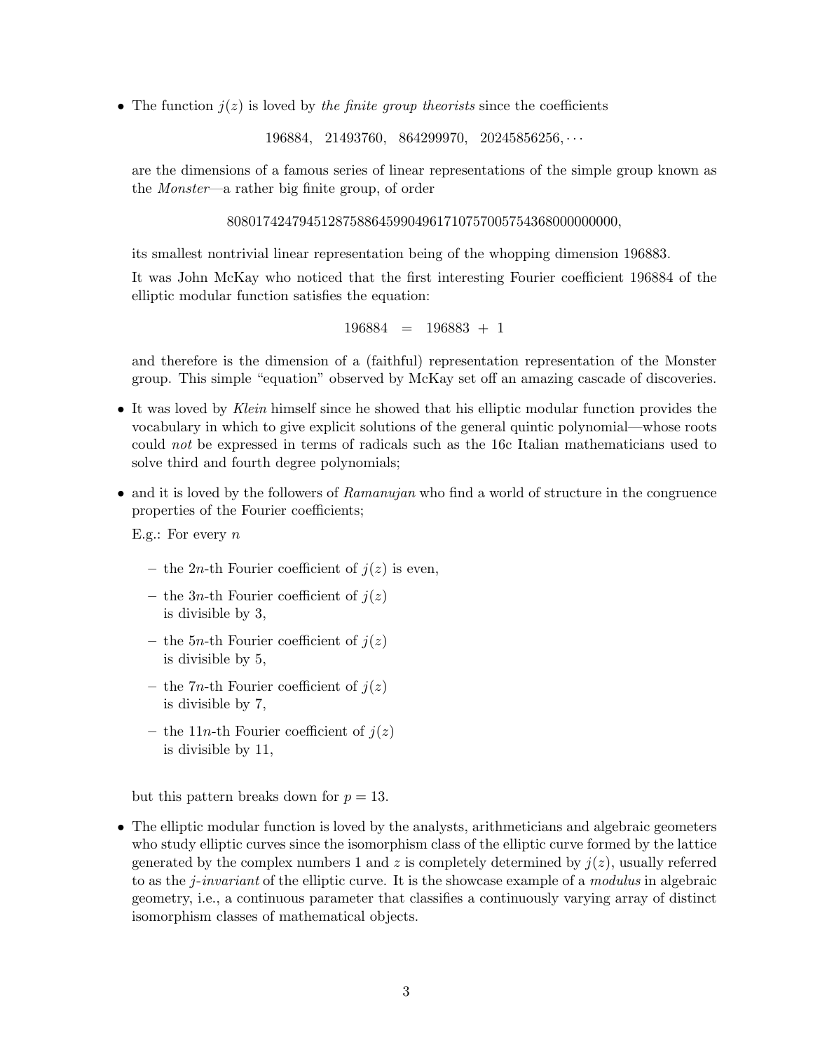- The function $j(z)$ is loved by *the finite group theorists* since the coefficients

  $$196884, \quad 21493760, \quad 864299970, \quad 20245856256, \cdots$$

  are the dimensions of a famous series of linear representations of the simple group known as the *Monster*—a rather big finite group, of order

  $$808017424794512875886459904961710757005754368000000000,$$

  its smallest nontrivial linear representation being of the whopping dimension 196883.

  It was John McKay who noticed that the first interesting Fourier coefficient 196884 of the elliptic modular function satisfies the equation:

  $$196884 \quad = \quad 196883 \; + \; 1$$

  and therefore is the dimension of a (faithful) representation representation of the Monster group. This simple "equation" observed by McKay set off an amazing cascade of discoveries.

- It was loved by *Klein* himself since he showed that his elliptic modular function provides the vocabulary in which to give explicit solutions of the general quintic polynomial—whose roots could *not* be expressed in terms of radicals such as the 16c Italian mathematicians used to solve third and fourth degree polynomials;

- and it is loved by the followers of *Ramanujan* who find a world of structure in the congruence properties of the Fourier coefficients;

  E.g.: For every $n$

  - the $2n$-th Fourier coefficient of $j(z)$ is even,
  - the $3n$-th Fourier coefficient of $j(z)$ is divisible by 3,
  - the $5n$-th Fourier coefficient of $j(z)$ is divisible by 5,
  - the $7n$-th Fourier coefficient of $j(z)$ is divisible by 7,
  - the $11n$-th Fourier coefficient of $j(z)$ is divisible by 11,

  but this pattern breaks down for $p = 13$.

- The elliptic modular function is loved by the analysts, arithmeticians and algebraic geometers who study elliptic curves since the isomorphism class of the elliptic curve formed by the lattice generated by the complex numbers 1 and $z$ is completely determined by $j(z)$, usually referred to as the *j-invariant* of the elliptic curve. It is the showcase example of a *modulus* in algebraic geometry, i.e., a continuous parameter that classifies a continuously varying array of distinct isomorphism classes of mathematical objects.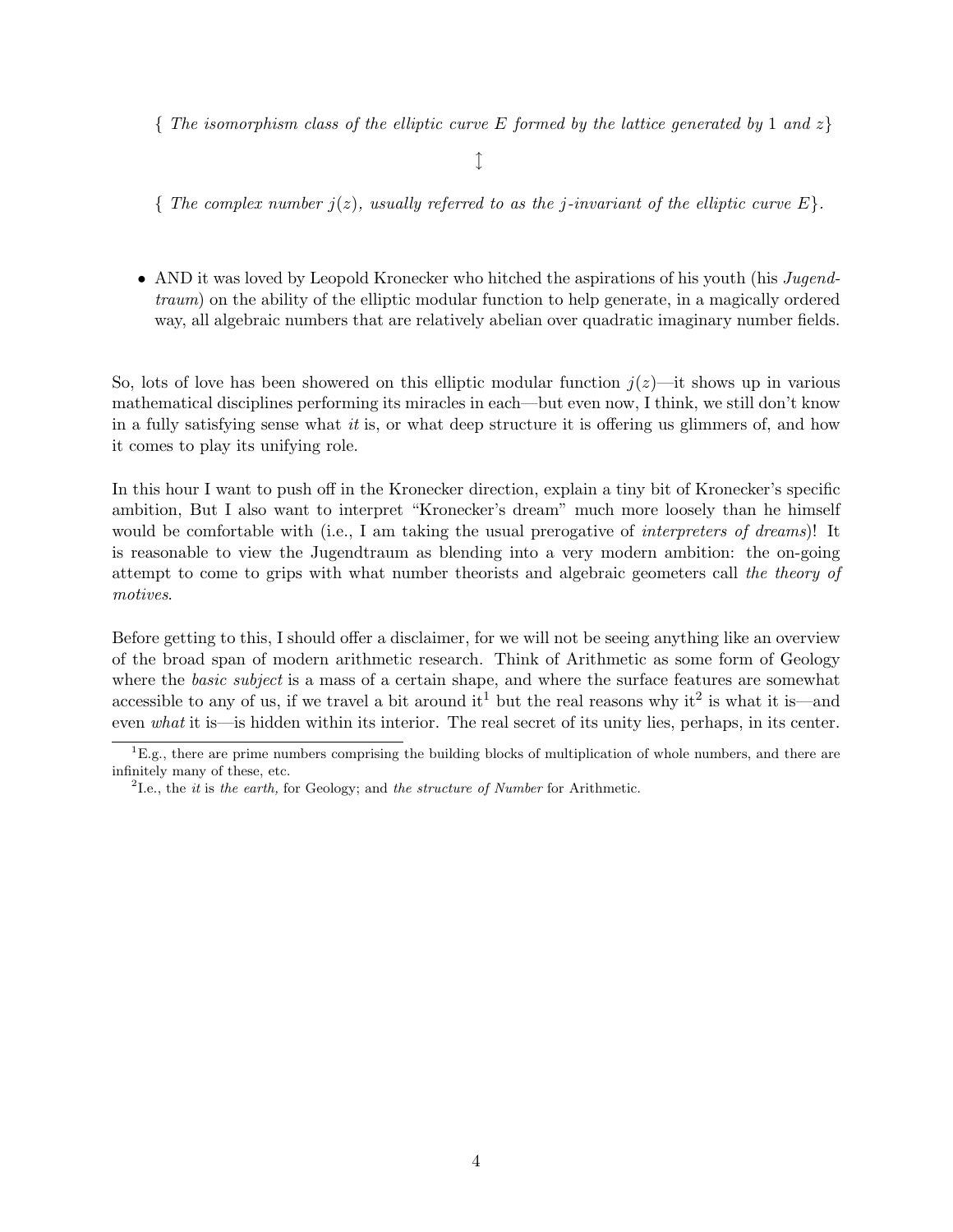{ *The isomorphism class of the elliptic curve $E$ formed by the lattice generated by* $1$ *and* $z$}

$$\updownarrow$$

{ *The complex number $j(z)$, usually referred to as the $j$-invariant of the elliptic curve $E$*}.

- AND it was loved by Leopold Kronecker who hitched the aspirations of his youth (his *Jugendtraum*) on the ability of the elliptic modular function to help generate, in a magically ordered way, all algebraic numbers that are relatively abelian over quadratic imaginary number fields.

So, lots of love has been showered on this elliptic modular function $j(z)$—it shows up in various mathematical disciplines performing its miracles in each—but even now, I think, we still don't know in a fully satisfying sense what *it* is, or what deep structure it is offering us glimmers of, and how it comes to play its unifying role.

In this hour I want to push off in the Kronecker direction, explain a tiny bit of Kronecker's specific ambition, But I also want to interpret "Kronecker's dream" much more loosely than he himself would be comfortable with (i.e., I am taking the usual prerogative of *interpreters of dreams*)! It is reasonable to view the Jugendtraum as blending into a very modern ambition: the on-going attempt to come to grips with what number theorists and algebraic geometers call *the theory of motives*.

Before getting to this, I should offer a disclaimer, for we will not be seeing anything like an overview of the broad span of modern arithmetic research. Think of Arithmetic as some form of Geology where the *basic subject* is a mass of a certain shape, and where the surface features are somewhat accessible to any of us, if we travel a bit around it[1] but the real reasons why it[2] is what it is—and even *what* it is—is hidden within its interior. The real secret of its unity lies, perhaps, in its center.

[1] E.g., there are prime numbers comprising the building blocks of multiplication of whole numbers, and there are infinitely many of these, etc.

[2] I.e., the *it* is *the earth,* for Geology; and *the structure of Number* for Arithmetic.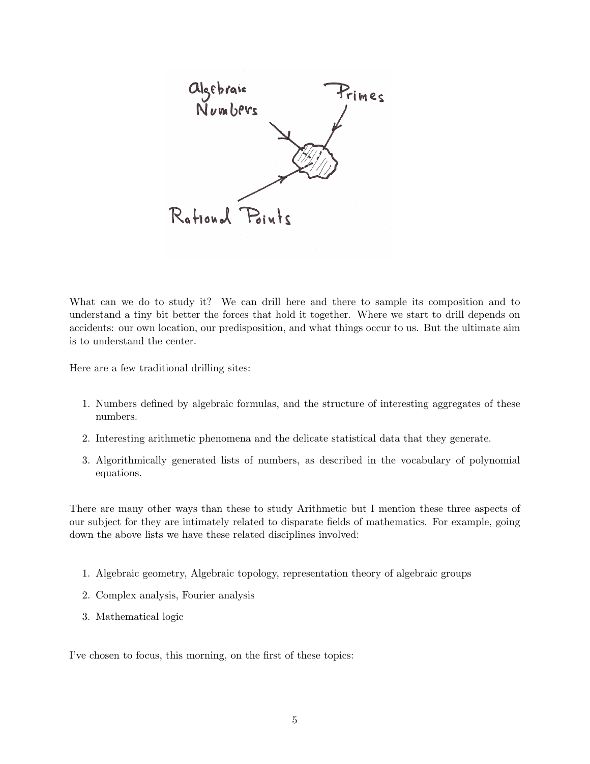What can we do to study it? We can drill here and there to sample its composition and to understand a tiny bit better the forces that hold it together. Where we start to drill depends on accidents: our own location, our predisposition, and what things occur to us. But the ultimate aim is to understand the center.

Here are a few traditional drilling sites:

1. Numbers defined by algebraic formulas, and the structure of interesting aggregates of these numbers.
2. Interesting arithmetic phenomena and the delicate statistical data that they generate.
3. Algorithmically generated lists of numbers, as described in the vocabulary of polynomial equations.

There are many other ways than these to study Arithmetic but I mention these three aspects of our subject for they are intimately related to disparate fields of mathematics. For example, going down the above lists we have these related disciplines involved:

1. Algebraic geometry, Algebraic topology, representation theory of algebraic groups
2. Complex analysis, Fourier analysis
3. Mathematical logic

I've chosen to focus, this morning, on the first of these topics: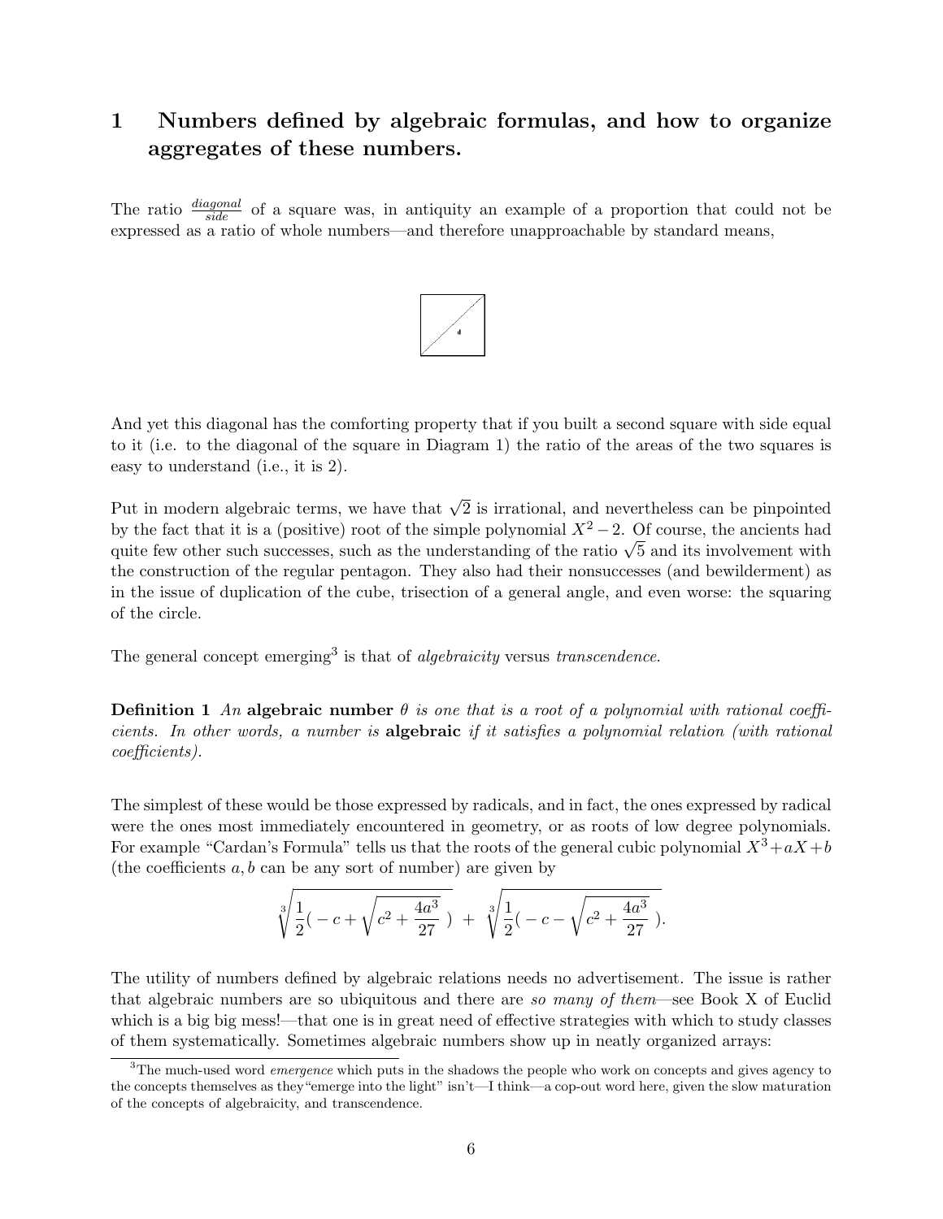# 1 Numbers defined by algebraic formulas, and how to organize aggregates of these numbers.

The ratio $\frac{diagonal}{side}$ of a square was, in antiquity an example of a proportion that could not be expressed as a ratio of whole numbers—and therefore unapproachable by standard means,

And yet this diagonal has the comforting property that if you built a second square with side equal to it (i.e. to the diagonal of the square in Diagram 1) the ratio of the areas of the two squares is easy to understand (i.e., it is 2).

Put in modern algebraic terms, we have that $\sqrt{2}$ is irrational, and nevertheless can be pinpointed by the fact that it is a (positive) root of the simple polynomial $X^2 - 2$. Of course, the ancients had quite few other such successes, such as the understanding of the ratio $\sqrt{5}$ and its involvement with the construction of the regular pentagon. They also had their nonsuccesses (and bewilderment) as in the issue of duplication of the cube, trisection of a general angle, and even worse: the squaring of the circle.

The general concept emerging[3] is that of *algebraicity* versus *transcendence*.

**Definition 1** *An* **algebraic number** $\theta$ *is one that is a root of a polynomial with rational coefficients. In other words, a number is* **algebraic** *if it satisfies a polynomial relation (with rational coefficients).*

The simplest of these would be those expressed by radicals, and in fact, the ones expressed by radical were the ones most immediately encountered in geometry, or as roots of low degree polynomials. For example "Cardan's Formula" tells us that the roots of the general cubic polynomial $X^3 + aX + b$ (the coefficients $a, b$ can be any sort of number) are given by

$$\sqrt[3]{\frac{1}{2}\Big( -c + \sqrt{c^2 + \frac{4a^3}{27}}\ \Big)} \ + \ \sqrt[3]{\frac{1}{2}\Big( -c - \sqrt{c^2 + \frac{4a^3}{27}}\ \Big)}.$$

The utility of numbers defined by algebraic relations needs no advertisement. The issue is rather that algebraic numbers are so ubiquitous and there are *so many of them*—see Book X of Euclid which is a big big mess!—that one is in great need of effective strategies with which to study classes of them systematically. Sometimes algebraic numbers show up in neatly organized arrays:

[3] The much-used word *emergence* which puts in the shadows the people who work on concepts and gives agency to the concepts themselves as they "emerge into the light" isn't—I think—a cop-out word here, given the slow maturation of the concepts of algebraicity, and transcendence.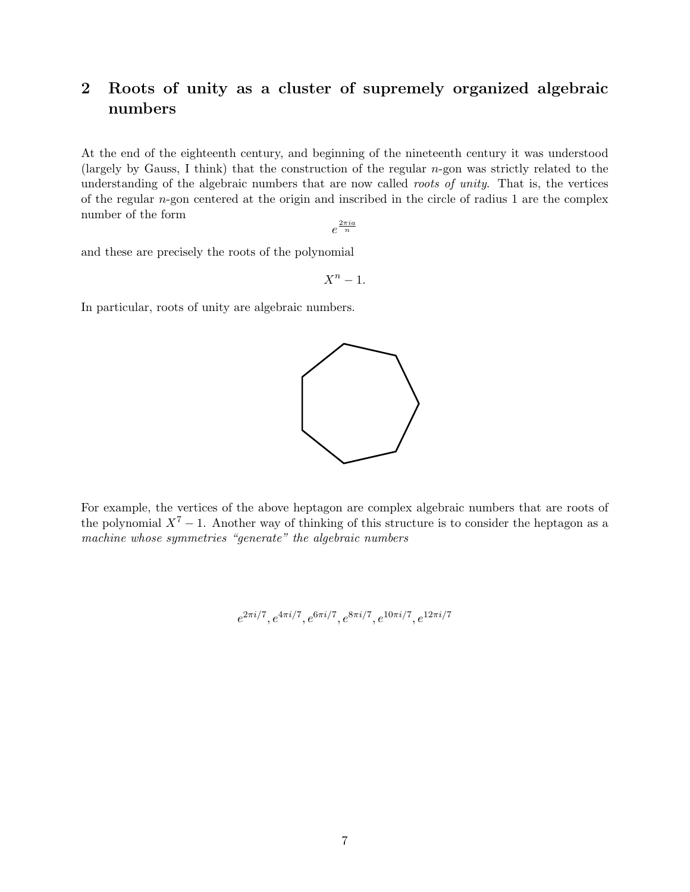## 2 Roots of unity as a cluster of supremely organized algebraic numbers

At the end of the eighteenth century, and beginning of the nineteenth century it was understood (largely by Gauss, I think) that the construction of the regular $n$-gon was strictly related to the understanding of the algebraic numbers that are now called *roots of unity*. That is, the vertices of the regular $n$-gon centered at the origin and inscribed in the circle of radius 1 are the complex number of the form

$$e^{\frac{2\pi i a}{n}}$$

and these are precisely the roots of the polynomial

$$X^n - 1.$$

In particular, roots of unity are algebraic numbers.

For example, the vertices of the above heptagon are complex algebraic numbers that are roots of the polynomial $X^7 - 1$. Another way of thinking of this structure is to consider the heptagon as a *machine whose symmetries "generate" the algebraic numbers*

$$e^{2\pi i/7}, e^{4\pi i/7}, e^{6\pi i/7}, e^{8\pi i/7}, e^{10\pi i/7}, e^{12\pi i/7}$$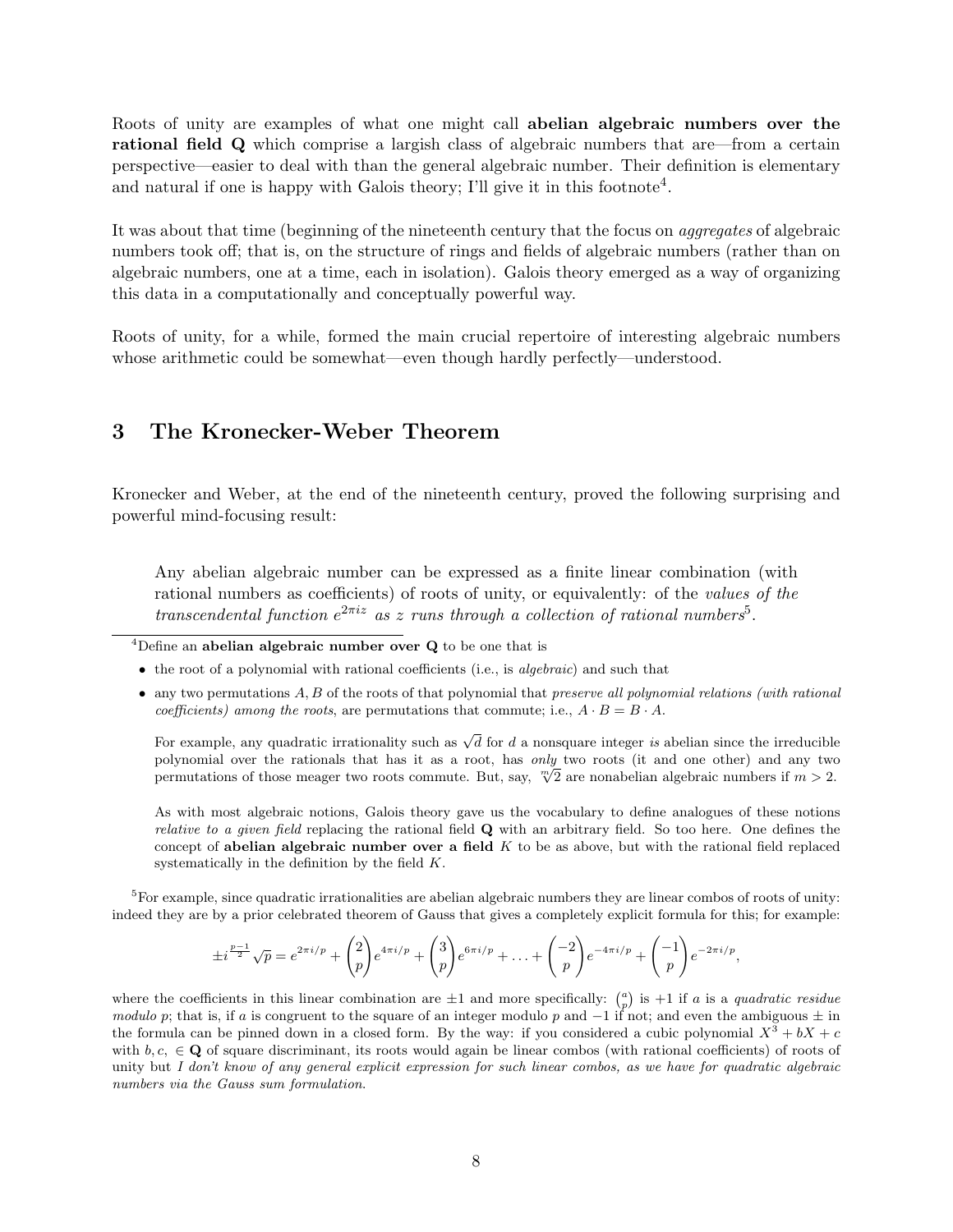Roots of unity are examples of what one might call **abelian algebraic numbers over the rational field Q** which comprise a largish class of algebraic numbers that are—from a certain perspective—easier to deal with than the general algebraic number. Their definition is elementary and natural if one is happy with Galois theory; I'll give it in this footnote[4].

It was about that time (beginning of the nineteenth century that the focus on *aggregates* of algebraic numbers took off; that is, on the structure of rings and fields of algebraic numbers (rather than on algebraic numbers, one at a time, each in isolation). Galois theory emerged as a way of organizing this data in a computationally and conceptually powerful way.

Roots of unity, for a while, formed the main crucial repertoire of interesting algebraic numbers whose arithmetic could be somewhat—even though hardly perfectly—understood.

## 3 The Kronecker-Weber Theorem

Kronecker and Weber, at the end of the nineteenth century, proved the following surprising and powerful mind-focusing result:

> Any abelian algebraic number can be expressed as a finite linear combination (with rational numbers as coefficients) of roots of unity, or equivalently: of the *values of the transcendental function $e^{2\pi i z}$ as $z$ runs through a collection of rational numbers*[5].

---

[4]Define an **abelian algebraic number over Q** to be one that is

- the root of a polynomial with rational coefficients (i.e., is *algebraic*) and such that
- any two permutations $A, B$ of the roots of that polynomial that *preserve all polynomial relations (with rational coefficients) among the roots*, are permutations that commute; i.e., $A \cdot B = B \cdot A$.

For example, any quadratic irrationality such as $\sqrt{d}$ for $d$ a nonsquare integer *is* abelian since the irreducible polynomial over the rationals that has it as a root, has *only* two roots (it and one other) and any two permutations of those meager two roots commute. But, say, $\sqrt[m]{2}$ are nonabelian algebraic numbers if $m > 2$.

As with most algebraic notions, Galois theory gave us the vocabulary to define analogues of these notions *relative to a given field* replacing the rational field **Q** with an arbitrary field. So too here. One defines the concept of **abelian algebraic number over a field** $K$ to be as above, but with the rational field replaced systematically in the definition by the field $K$.

[5]For example, since quadratic irrationalities are abelian algebraic numbers they are linear combos of roots of unity: indeed they are by a prior celebrated theorem of Gauss that gives a completely explicit formula for this; for example:

$$\pm i^{\frac{p-1}{2}}\sqrt{p} = e^{2\pi i/p} + \binom{2}{p}e^{4\pi i/p} + \binom{3}{p}e^{6\pi i/p} + \ldots + \binom{-2}{p}e^{-4\pi i/p} + \binom{-1}{p}e^{-2\pi i/p},$$

where the coefficients in this linear combination are $\pm 1$ and more specifically: $\binom{a}{p}$ is $+1$ if $a$ is a *quadratic residue modulo p*; that is, if $a$ is congruent to the square of an integer modulo $p$ and $-1$ if not; and even the ambiguous $\pm$ in the formula can be pinned down in a closed form. By the way: if you considered a cubic polynomial $X^3 + bX + c$ with $b, c, \in \mathbf{Q}$ of square discriminant, its roots would again be linear combos (with rational coefficients) of roots of unity but *I don't know of any general explicit expression for such linear combos, as we have for quadratic algebraic numbers via the Gauss sum formulation.*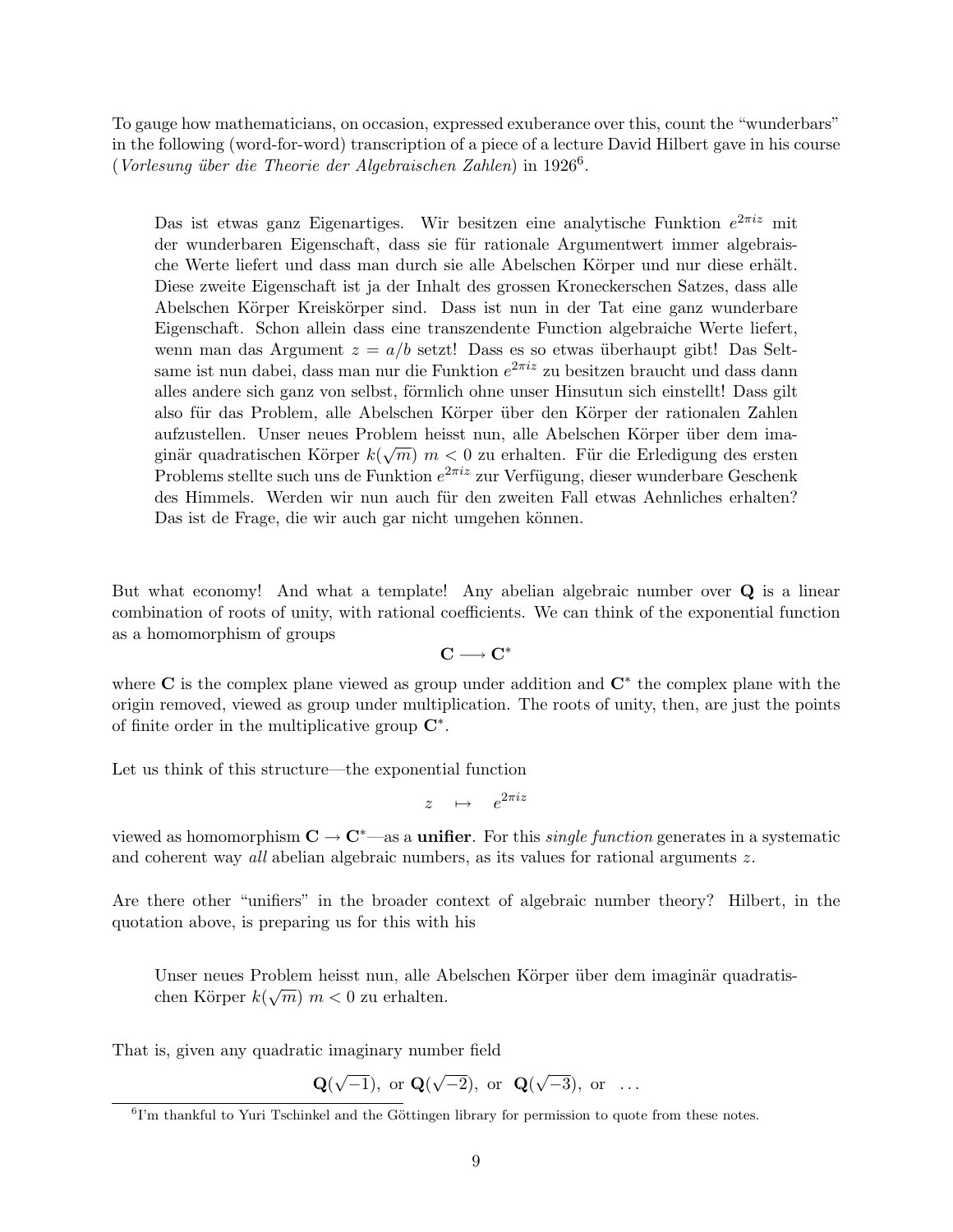To gauge how mathematicians, on occasion, expressed exuberance over this, count the "wunderbars" in the following (word-for-word) transcription of a piece of a lecture David Hilbert gave in his course (*Vorlesung über die Theorie der Algebraischen Zahlen*) in 1926[6].

> Das ist etwas ganz Eigenartiges. Wir besitzen eine analytische Funktion $e^{2\pi iz}$ mit der wunderbaren Eigenschaft, dass sie für rationale Argumentwert immer algebraische Werte liefert und dass man durch sie alle Abelschen Körper und nur diese erhält. Diese zweite Eigenschaft ist ja der Inhalt des grossen Kroneckerschen Satzes, dass alle Abelschen Körper Kreiskörper sind. Dass ist nun in der Tat eine ganz wunderbare Eigenschaft. Schon allein dass eine transzendente Function algebraiche Werte liefert, wenn man das Argument $z = a/b$ setzt! Dass es so etwas überhaupt gibt! Das Seltsame ist nun dabei, dass man nur die Funktion $e^{2\pi iz}$ zu besitzen braucht und dass dann alles andere sich ganz von selbst, förmlich ohne unser Hinsutun sich einstellt! Dass gilt also für das Problem, alle Abelschen Körper über den Körper der rationalen Zahlen aufzustellen. Unser neues Problem heisst nun, alle Abelschen Körper über dem imaginär quadratischen Körper $k(\sqrt{m})$ $m < 0$ zu erhalten. Für die Erledigung des ersten Problems stellte such uns de Funktion $e^{2\pi iz}$ zur Verfügung, dieser wunderbare Geschenk des Himmels. Werden wir nun auch für den zweiten Fall etwas Aehnliches erhalten? Das ist de Frage, die wir auch gar nicht umgehen können.

But what economy! And what a template! Any abelian algebraic number over $\mathbf{Q}$ is a linear combination of roots of unity, with rational coefficients. We can think of the exponential function as a homomorphism of groups

$$\mathbf{C} \longrightarrow \mathbf{C}^*$$

where $\mathbf{C}$ is the complex plane viewed as group under addition and $\mathbf{C}^*$ the complex plane with the origin removed, viewed as group under multiplication. The roots of unity, then, are just the points of finite order in the multiplicative group $\mathbf{C}^*$.

Let us think of this structure—the exponential function

$$z \quad \mapsto \quad e^{2\pi iz}$$

viewed as homomorphism $\mathbf{C} \to \mathbf{C}^*$—as a **unifier**. For this *single function* generates in a systematic and coherent way *all* abelian algebraic numbers, as its values for rational arguments $z$.

Are there other "unifiers" in the broader context of algebraic number theory? Hilbert, in the quotation above, is preparing us for this with his

> Unser neues Problem heisst nun, alle Abelschen Körper über dem imaginär quadratischen Körper $k(\sqrt{m})$ $m < 0$ zu erhalten.

That is, given any quadratic imaginary number field

$$\mathbf{Q}(\sqrt{-1}), \text{ or } \mathbf{Q}(\sqrt{-2}), \text{ or } \mathbf{Q}(\sqrt{-3}), \text{ or } \ldots$$

[6] I'm thankful to Yuri Tschinkel and the Göttingen library for permission to quote from these notes.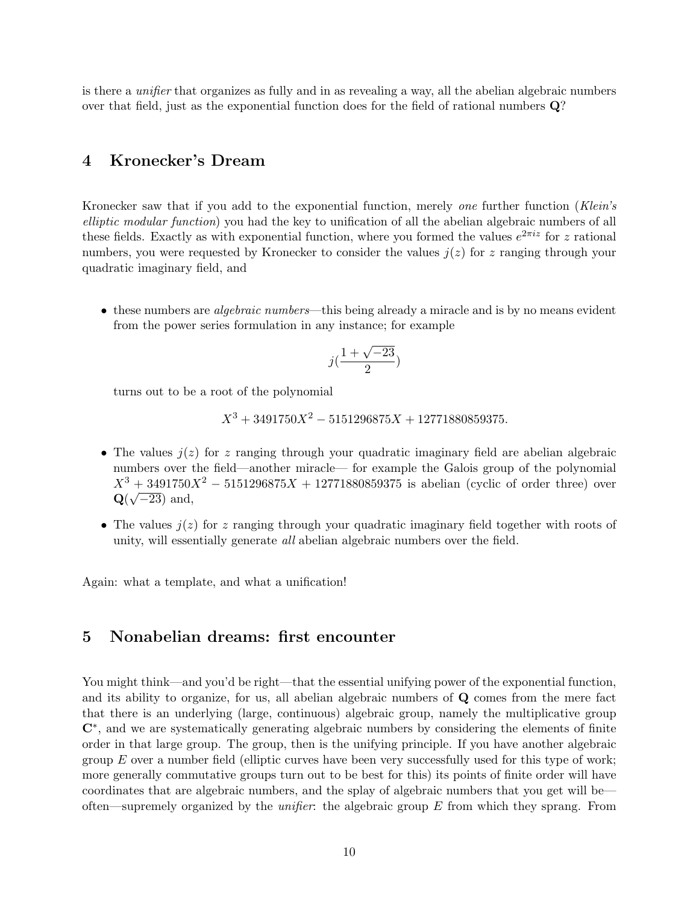is there a *unifier* that organizes as fully and in as revealing a way, all the abelian algebraic numbers over that field, just as the exponential function does for the field of rational numbers $\mathbf{Q}$?

## 4 Kronecker's Dream

Kronecker saw that if you add to the exponential function, merely *one* further function (*Klein's elliptic modular function*) you had the key to unification of all the abelian algebraic numbers of all these fields. Exactly as with exponential function, where you formed the values $e^{2\pi iz}$ for $z$ rational numbers, you were requested by Kronecker to consider the values $j(z)$ for $z$ ranging through your quadratic imaginary field, and

- these numbers are *algebraic numbers*—this being already a miracle and is by no means evident from the power series formulation in any instance; for example

$$j(\frac{1+\sqrt{-23}}{2})$$

  turns out to be a root of the polynomial

$$X^3 + 3491750X^2 - 5151296875X + 12771880859375.$$

- The values $j(z)$ for $z$ ranging through your quadratic imaginary field are abelian algebraic numbers over the field—another miracle— for example the Galois group of the polynomial $X^3 + 3491750X^2 - 5151296875X + 12771880859375$ is abelian (cyclic of order three) over $\mathbf{Q}(\sqrt{-23})$ and,

- The values $j(z)$ for $z$ ranging through your quadratic imaginary field together with roots of unity, will essentially generate *all* abelian algebraic numbers over the field.

Again: what a template, and what a unification!

## 5 Nonabelian dreams: first encounter

You might think—and you'd be right—that the essential unifying power of the exponential function, and its ability to organize, for us, all abelian algebraic numbers of $\mathbf{Q}$ comes from the mere fact that there is an underlying (large, continuous) algebraic group, namely the multiplicative group $\mathbf{C}^*$, and we are systematically generating algebraic numbers by considering the elements of finite order in that large group. The group, then is the unifying principle. If you have another algebraic group $E$ over a number field (elliptic curves have been very successfully used for this type of work; more generally commutative groups turn out to be best for this) its points of finite order will have coordinates that are algebraic numbers, and the splay of algebraic numbers that you get will be—often—supremely organized by the *unifier*: the algebraic group $E$ from which they sprang. From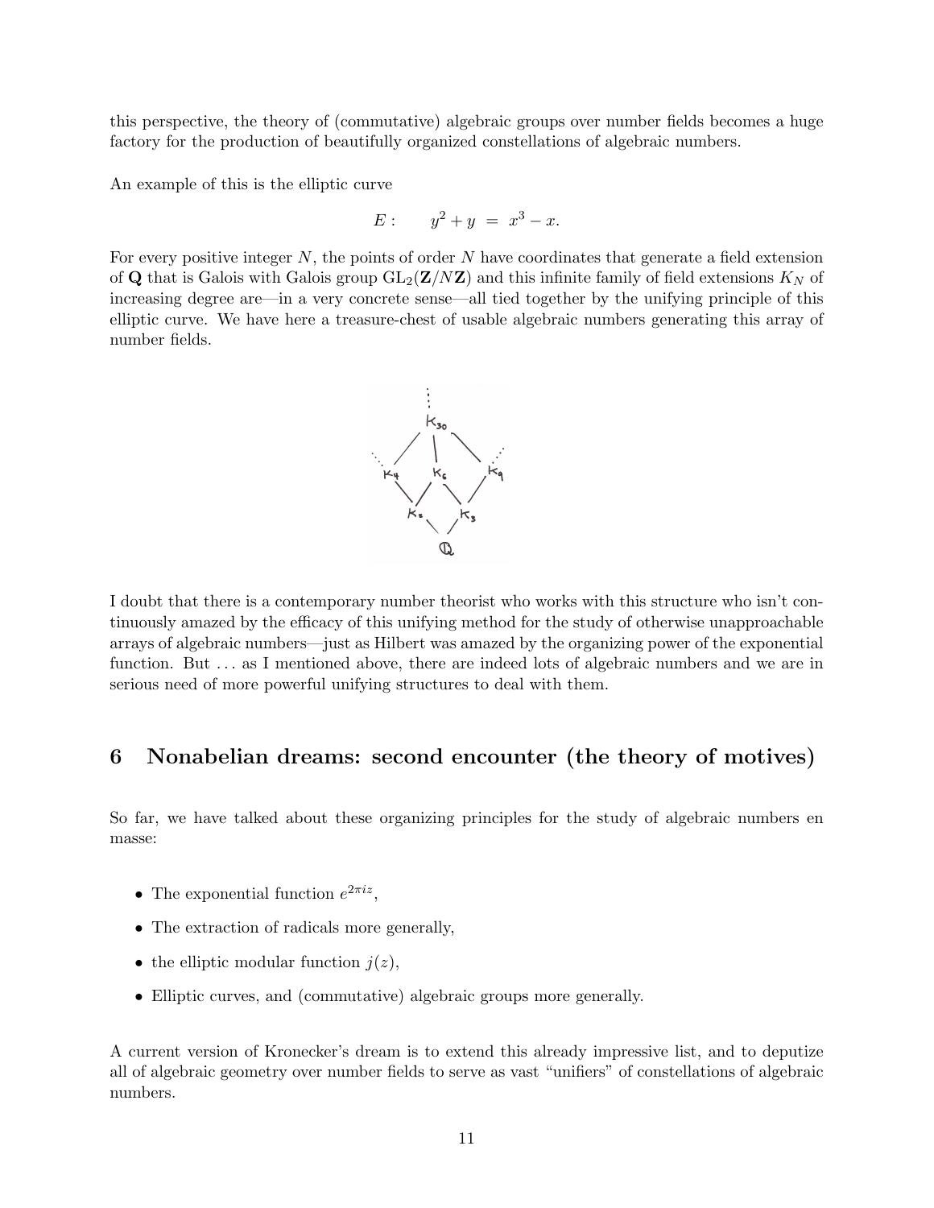this perspective, the theory of (commutative) algebraic groups over number fields becomes a huge factory for the production of beautifully organized constellations of algebraic numbers.

An example of this is the elliptic curve

$$E: \qquad y^2 + y \;=\; x^3 - x.$$

For every positive integer $N$, the points of order $N$ have coordinates that generate a field extension of $\mathbf{Q}$ that is Galois with Galois group $\mathrm{GL}_2(\mathbf{Z}/N\mathbf{Z})$ and this infinite family of field extensions $K_N$ of increasing degree are—in a very concrete sense—all tied together by the unifying principle of this elliptic curve. We have here a treasure-chest of usable algebraic numbers generating this array of number fields.

I doubt that there is a contemporary number theorist who works with this structure who isn't continuously amazed by the efficacy of this unifying method for the study of otherwise unapproachable arrays of algebraic numbers—just as Hilbert was amazed by the organizing power of the exponential function. But ... as I mentioned above, there are indeed lots of algebraic numbers and we are in serious need of more powerful unifying structures to deal with them.

## 6 Nonabelian dreams: second encounter (the theory of motives)

So far, we have talked about these organizing principles for the study of algebraic numbers en masse:

- The exponential function $e^{2\pi i z}$,
- The extraction of radicals more generally,
- the elliptic modular function $j(z)$,
- Elliptic curves, and (commutative) algebraic groups more generally.

A current version of Kronecker's dream is to extend this already impressive list, and to deputize all of algebraic geometry over number fields to serve as vast "unifiers" of constellations of algebraic numbers.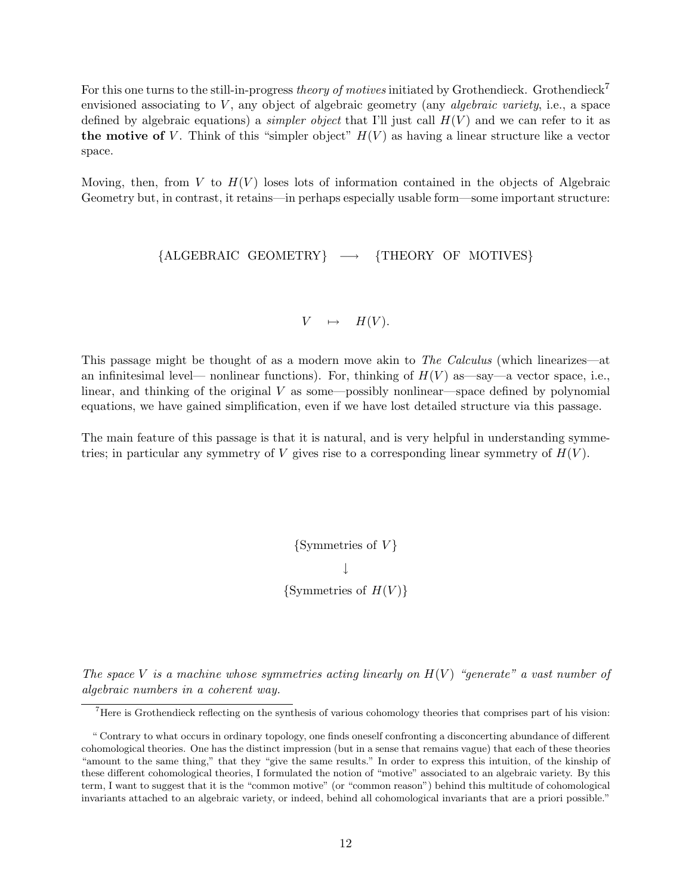For this one turns to the still-in-progress *theory of motives* initiated by Grothendieck. Grothendieck[7] envisioned associating to $V$, any object of algebraic geometry (any *algebraic variety*, i.e., a space defined by algebraic equations) a *simpler object* that I'll just call $H(V)$ and we can refer to it as **the motive of** $V$. Think of this "simpler object" $H(V)$ as having a linear structure like a vector space.

Moving, then, from $V$ to $H(V)$ loses lots of information contained in the objects of Algebraic Geometry but, in contrast, it retains—in perhaps especially usable form—some important structure:

$$\{\text{ALGEBRAIC GEOMETRY}\} \longrightarrow \{\text{THEORY OF MOTIVES}\}$$

$$V \quad \mapsto \quad H(V).$$

This passage might be thought of as a modern move akin to *The Calculus* (which linearizes—at an infinitesimal level— nonlinear functions). For, thinking of $H(V)$ as—say—a vector space, i.e., linear, and thinking of the original $V$ as some—possibly nonlinear—space defined by polynomial equations, we have gained simplification, even if we have lost detailed structure via this passage.

The main feature of this passage is that it is natural, and is very helpful in understanding symmetries; in particular any symmetry of $V$ gives rise to a corresponding linear symmetry of $H(V)$.

$$\{\text{Symmetries of } V\}$$
$$\downarrow$$
$$\{\text{Symmetries of } H(V)\}$$

*The space $V$ is a machine whose symmetries acting linearly on $H(V)$ "generate" a vast number of algebraic numbers in a coherent way.*

---

[7] Here is Grothendieck reflecting on the synthesis of various cohomology theories that comprises part of his vision:

" Contrary to what occurs in ordinary topology, one finds oneself confronting a disconcerting abundance of different cohomological theories. One has the distinct impression (but in a sense that remains vague) that each of these theories "amount to the same thing," that they "give the same results." In order to express this intuition, of the kinship of these different cohomological theories, I formulated the notion of "motive" associated to an algebraic variety. By this term, I want to suggest that it is the "common motive" (or "common reason") behind this multitude of cohomological invariants attached to an algebraic variety, or indeed, behind all cohomological invariants that are a priori possible."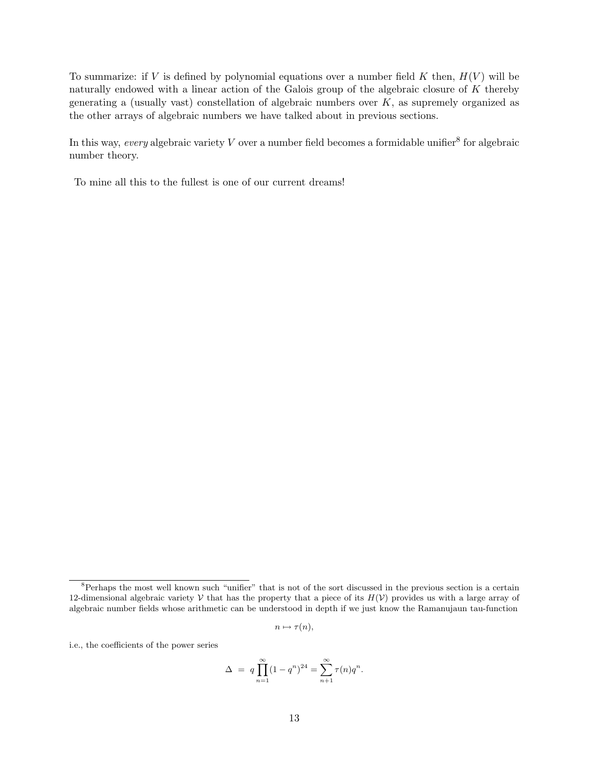To summarize: if $V$ is defined by polynomial equations over a number field $K$ then, $H(V)$ will be naturally endowed with a linear action of the Galois group of the algebraic closure of $K$ thereby generating a (usually vast) constellation of algebraic numbers over $K$, as supremely organized as the other arrays of algebraic numbers we have talked about in previous sections.

In this way, *every* algebraic variety $V$ over a number field becomes a formidable unifier[8] for algebraic number theory.

To mine all this to the fullest is one of our current dreams!

---

[8] Perhaps the most well known such "unifier" that is not of the sort discussed in the previous section is a certain 12-dimensional algebraic variety $\mathcal{V}$ that has the property that a piece of its $H(\mathcal{V})$ provides us with a large array of algebraic number fields whose arithmetic can be understood in depth if we just know the Ramanujaun tau-function

$$n \mapsto \tau(n),$$

i.e., the coefficients of the power series

$$\Delta \;=\; q\prod_{n=1}^{\infty}(1-q^n)^{24} = \sum_{n+1}^{\infty}\tau(n)q^n.$$